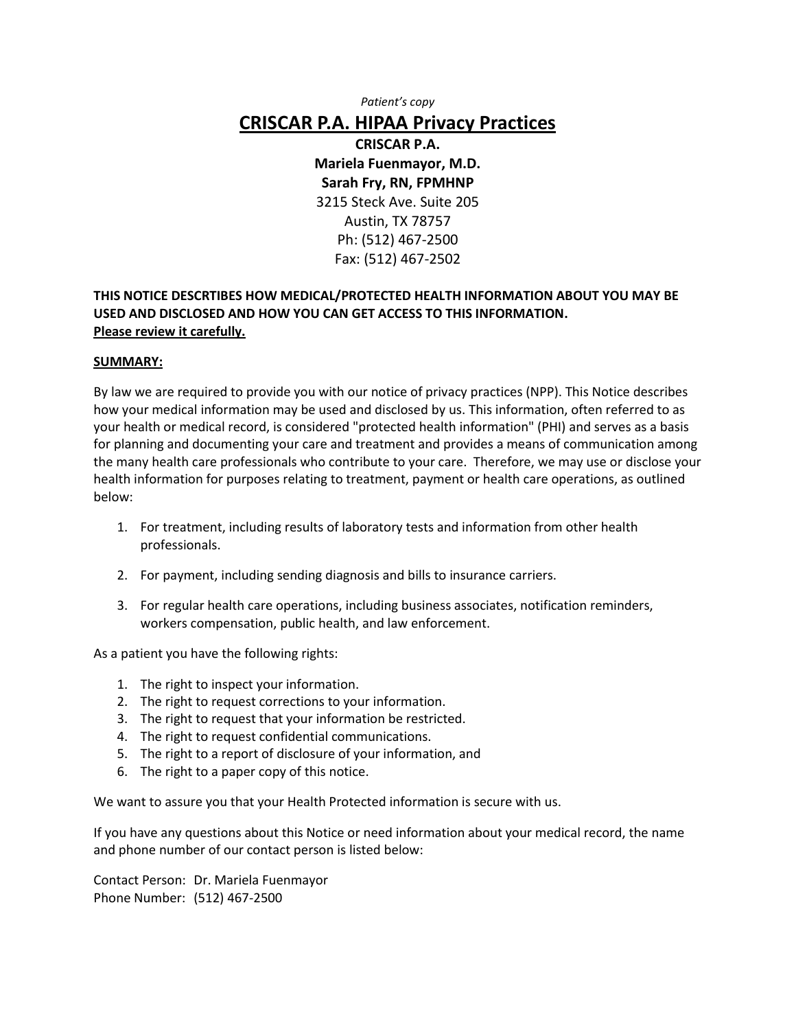*Patient's copy*

# CRISCAR P.A. HIPAA Privacy Practices

**CRISCAR P.A.**
**Mariela Fuenmayor, M.D.**
**Sarah Fry, RN, FPMHNP**
3215 Steck Ave. Suite 205
Austin, TX 78757
Ph: (512) 467-2500
Fax: (512) 467-2502

**THIS NOTICE DESCRTIBES HOW MEDICAL/PROTECTED HEALTH INFORMATION ABOUT YOU MAY BE USED AND DISCLOSED AND HOW YOU CAN GET ACCESS TO THIS INFORMATION.**
**Please review it carefully.**

**SUMMARY:**

By law we are required to provide you with our notice of privacy practices (NPP). This Notice describes how your medical information may be used and disclosed by us. This information, often referred to as your health or medical record, is considered "protected health information" (PHI) and serves as a basis for planning and documenting your care and treatment and provides a means of communication among the many health care professionals who contribute to your care. Therefore, we may use or disclose your health information for purposes relating to treatment, payment or health care operations, as outlined below:

1. For treatment, including results of laboratory tests and information from other health professionals.

2. For payment, including sending diagnosis and bills to insurance carriers.

3. For regular health care operations, including business associates, notification reminders, workers compensation, public health, and law enforcement.

As a patient you have the following rights:

1. The right to inspect your information.
2. The right to request corrections to your information.
3. The right to request that your information be restricted.
4. The right to request confidential communications.
5. The right to a report of disclosure of your information, and
6. The right to a paper copy of this notice.

We want to assure you that your Health Protected information is secure with us.

If you have any questions about this Notice or need information about your medical record, the name and phone number of our contact person is listed below:

Contact Person: Dr. Mariela Fuenmayor
Phone Number: (512) 467-2500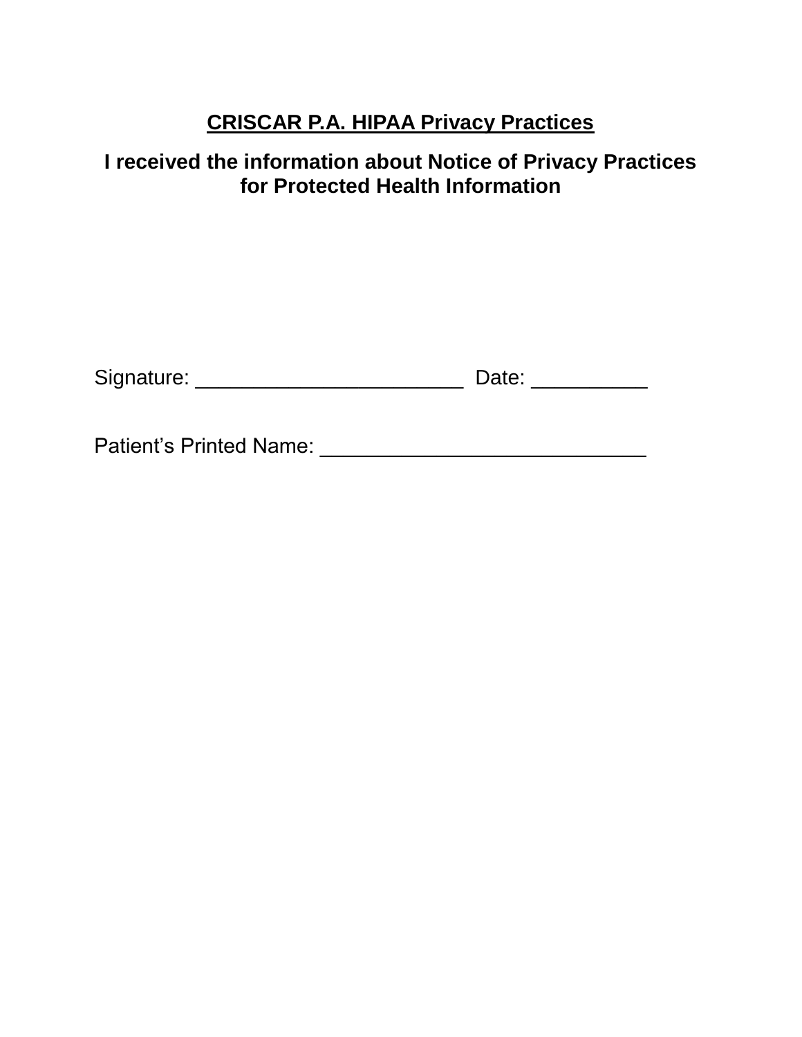**CRISCAR P.A. HIPAA Privacy Practices**

**I received the information about Notice of Privacy Practices for Protected Health Information**

Signature: ________________________ Date: __________

Patient's Printed Name: _____________________________